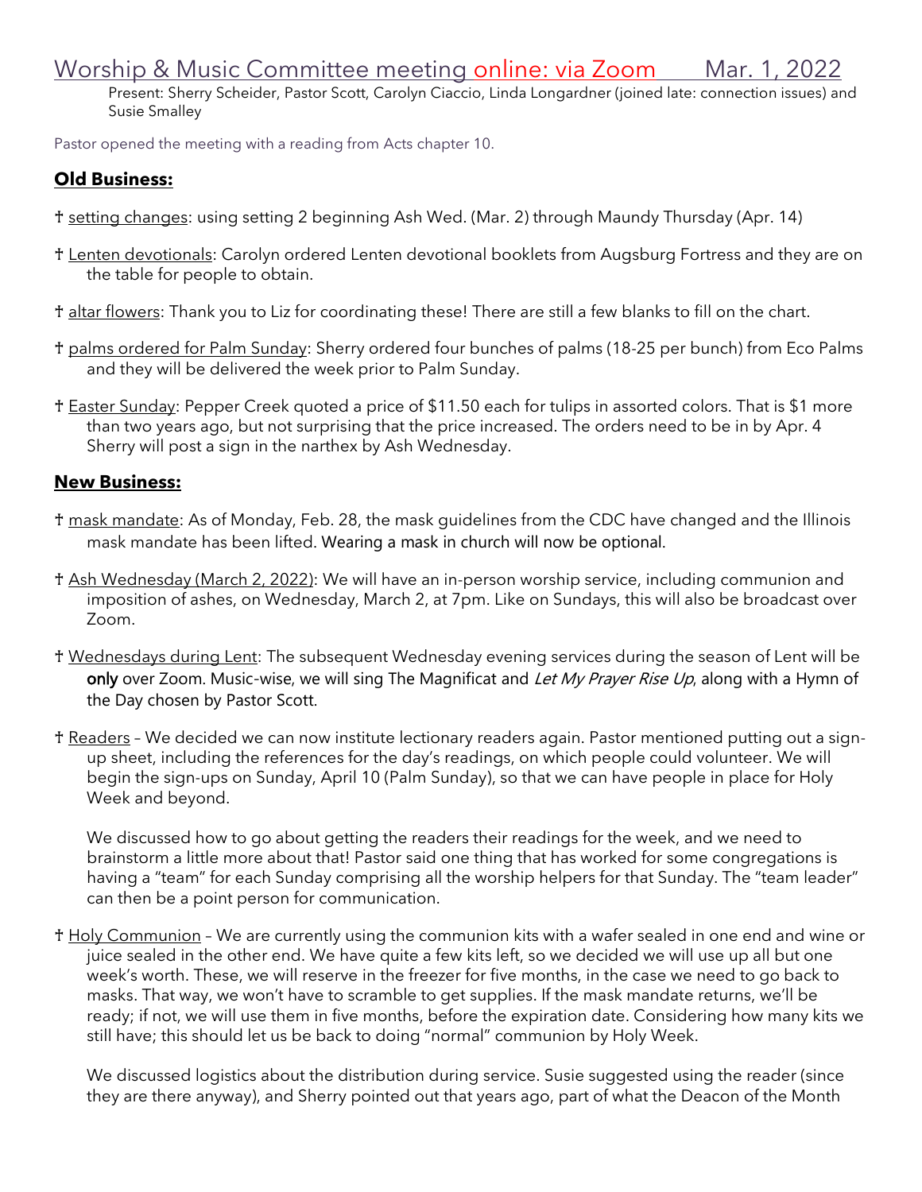# Worship & Music Committee meeting online: via Zoom        Mar. 1, 2022

Present: Sherry Scheider, Pastor Scott, Carolyn Ciaccio, Linda Longardner (joined late: connection issues) and Susie Smalley

Pastor opened the meeting with a reading from Acts chapter 10.

## **Old Business:**

† setting changes: using setting 2 beginning Ash Wed. (Mar. 2) through Maundy Thursday (Apr. 14)

† Lenten devotionals: Carolyn ordered Lenten devotional booklets from Augsburg Fortress and they are on the table for people to obtain.

† altar flowers: Thank you to Liz for coordinating these! There are still a few blanks to fill on the chart.

† palms ordered for Palm Sunday: Sherry ordered four bunches of palms (18-25 per bunch) from Eco Palms and they will be delivered the week prior to Palm Sunday.

† Easter Sunday: Pepper Creek quoted a price of $11.50 each for tulips in assorted colors. That is $1 more than two years ago, but not surprising that the price increased. The orders need to be in by Apr. 4 Sherry will post a sign in the narthex by Ash Wednesday.

## **New Business:**

† mask mandate: As of Monday, Feb. 28, the mask guidelines from the CDC have changed and the Illinois mask mandate has been lifted. Wearing a mask in church will now be optional.

† Ash Wednesday (March 2, 2022): We will have an in-person worship service, including communion and imposition of ashes, on Wednesday, March 2, at 7pm. Like on Sundays, this will also be broadcast over Zoom.

† Wednesdays during Lent: The subsequent Wednesday evening services during the season of Lent will be **only** over Zoom. Music-wise, we will sing The Magnificat and *Let My Prayer Rise Up*, along with a Hymn of the Day chosen by Pastor Scott.

† Readers – We decided we can now institute lectionary readers again. Pastor mentioned putting out a sign-up sheet, including the references for the day's readings, on which people could volunteer. We will begin the sign-ups on Sunday, April 10 (Palm Sunday), so that we can have people in place for Holy Week and beyond.

We discussed how to go about getting the readers their readings for the week, and we need to brainstorm a little more about that! Pastor said one thing that has worked for some congregations is having a "team" for each Sunday comprising all the worship helpers for that Sunday. The "team leader" can then be a point person for communication.

† Holy Communion – We are currently using the communion kits with a wafer sealed in one end and wine or juice sealed in the other end. We have quite a few kits left, so we decided we will use up all but one week's worth. These, we will reserve in the freezer for five months, in the case we need to go back to masks. That way, we won't have to scramble to get supplies. If the mask mandate returns, we'll be ready; if not, we will use them in five months, before the expiration date. Considering how many kits we still have; this should let us be back to doing "normal" communion by Holy Week.

We discussed logistics about the distribution during service. Susie suggested using the reader (since they are there anyway), and Sherry pointed out that years ago, part of what the Deacon of the Month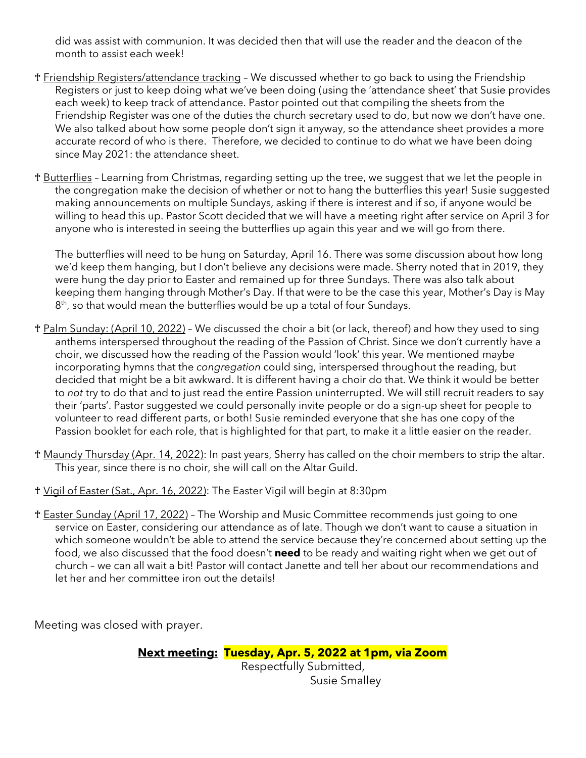did was assist with communion. It was decided then that will use the reader and the deacon of the month to assist each week!

- † Friendship Registers/attendance tracking – We discussed whether to go back to using the Friendship Registers or just to keep doing what we've been doing (using the 'attendance sheet' that Susie provides each week) to keep track of attendance. Pastor pointed out that compiling the sheets from the Friendship Register was one of the duties the church secretary used to do, but now we don't have one. We also talked about how some people don't sign it anyway, so the attendance sheet provides a more accurate record of who is there. Therefore, we decided to continue to do what we have been doing since May 2021: the attendance sheet.

- † Butterflies – Learning from Christmas, regarding setting up the tree, we suggest that we let the people in the congregation make the decision of whether or not to hang the butterflies this year! Susie suggested making announcements on multiple Sundays, asking if there is interest and if so, if anyone would be willing to head this up. Pastor Scott decided that we will have a meeting right after service on April 3 for anyone who is interested in seeing the butterflies up again this year and we will go from there.

  The butterflies will need to be hung on Saturday, April 16. There was some discussion about how long we'd keep them hanging, but I don't believe any decisions were made. Sherry noted that in 2019, they were hung the day prior to Easter and remained up for three Sundays. There was also talk about keeping them hanging through Mother's Day. If that were to be the case this year, Mother's Day is May 8th, so that would mean the butterflies would be up a total of four Sundays.

- † Palm Sunday: (April 10, 2022) – We discussed the choir a bit (or lack, thereof) and how they used to sing anthems interspersed throughout the reading of the Passion of Christ. Since we don't currently have a choir, we discussed how the reading of the Passion would 'look' this year. We mentioned maybe incorporating hymns that the *congregation* could sing, interspersed throughout the reading, but decided that might be a bit awkward. It is different having a choir do that. We think it would be better to *not* try to do that and to just read the entire Passion uninterrupted. We will still recruit readers to say their 'parts'. Pastor suggested we could personally invite people or do a sign-up sheet for people to volunteer to read different parts, or both! Susie reminded everyone that she has one copy of the Passion booklet for each role, that is highlighted for that part, to make it a little easier on the reader.

- † Maundy Thursday (Apr. 14, 2022): In past years, Sherry has called on the choir members to strip the altar. This year, since there is no choir, she will call on the Altar Guild.

- † Vigil of Easter (Sat., Apr. 16, 2022): The Easter Vigil will begin at 8:30pm

- † Easter Sunday (April 17, 2022) – The Worship and Music Committee recommends just going to one service on Easter, considering our attendance as of late. Though we don't want to cause a situation in which someone wouldn't be able to attend the service because they're concerned about setting up the food, we also discussed that the food doesn't **need** to be ready and waiting right when we get out of church – we can all wait a bit! Pastor will contact Janette and tell her about our recommendations and let her and her committee iron out the details!

Meeting was closed with prayer.

**Next meeting: Tuesday, Apr. 5, 2022 at 1pm, via Zoom**

Respectfully Submitted,

Susie Smalley